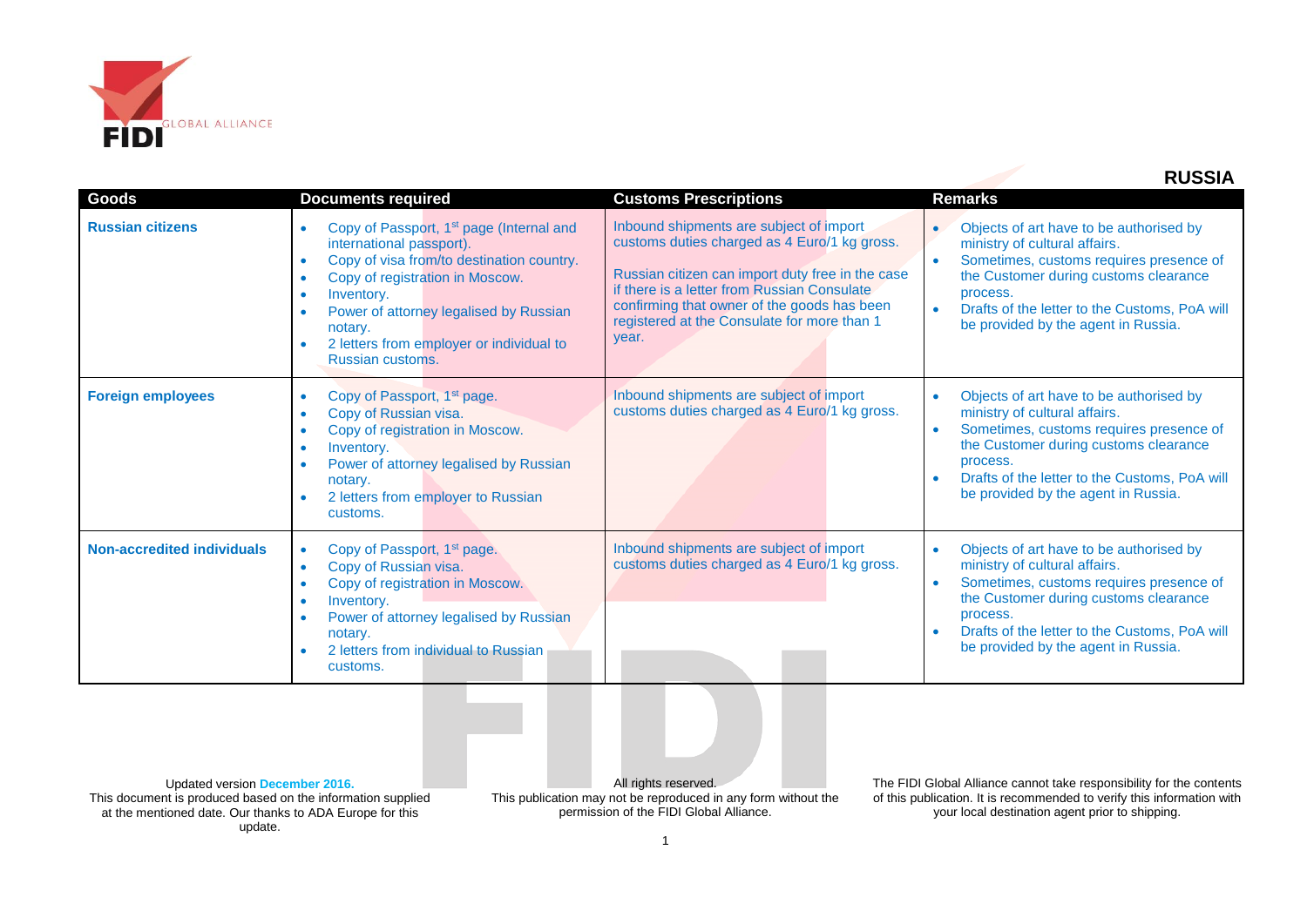# RUSSIA

| Goods | Documents required | Customs Prescriptions | Remarks |
|---|---|---|---|
| **Russian citizens** | • Copy of Passport, 1st page (Internal and international passport).<br>• Copy of visa from/to destination country.<br>• Copy of registration in Moscow.<br>• Inventory.<br>• Power of attorney legalised by Russian notary.<br>• 2 letters from employer or individual to Russian customs. | Inbound shipments are subject of import customs duties charged as 4 Euro/1 kg gross.<br><br>Russian citizen can import duty free in the case if there is a letter from Russian Consulate confirming that owner of the goods has been registered at the Consulate for more than 1 year. | • Objects of art have to be authorised by ministry of cultural affairs.<br>• Sometimes, customs requires presence of the Customer during customs clearance process.<br>• Drafts of the letter to the Customs, PoA will be provided by the agent in Russia. |
| **Foreign employees** | • Copy of Passport, 1st page.<br>• Copy of Russian visa.<br>• Copy of registration in Moscow.<br>• Inventory.<br>• Power of attorney legalised by Russian notary.<br>• 2 letters from employer to Russian customs. | Inbound shipments are subject of import customs duties charged as 4 Euro/1 kg gross. | • Objects of art have to be authorised by ministry of cultural affairs.<br>• Sometimes, customs requires presence of the Customer during customs clearance process.<br>• Drafts of the letter to the Customs, PoA will be provided by the agent in Russia. |
| **Non-accredited individuals** | • Copy of Passport, 1st page.<br>• Copy of Russian visa.<br>• Copy of registration in Moscow.<br>• Inventory.<br>• Power of attorney legalised by Russian notary.<br>• 2 letters from individual to Russian customs. | Inbound shipments are subject of import customs duties charged as 4 Euro/1 kg gross. | • Objects of art have to be authorised by ministry of cultural affairs.<br>• Sometimes, customs requires presence of the Customer during customs clearance process.<br>• Drafts of the letter to the Customs, PoA will be provided by the agent in Russia. |

Updated version **December 2016.**
This document is produced based on the information supplied at the mentioned date. Our thanks to ADA Europe for this update.

All rights reserved.
This publication may not be reproduced in any form without the permission of the FIDI Global Alliance.

The FIDI Global Alliance cannot take responsibility for the contents of this publication. It is recommended to verify this information with your local destination agent prior to shipping.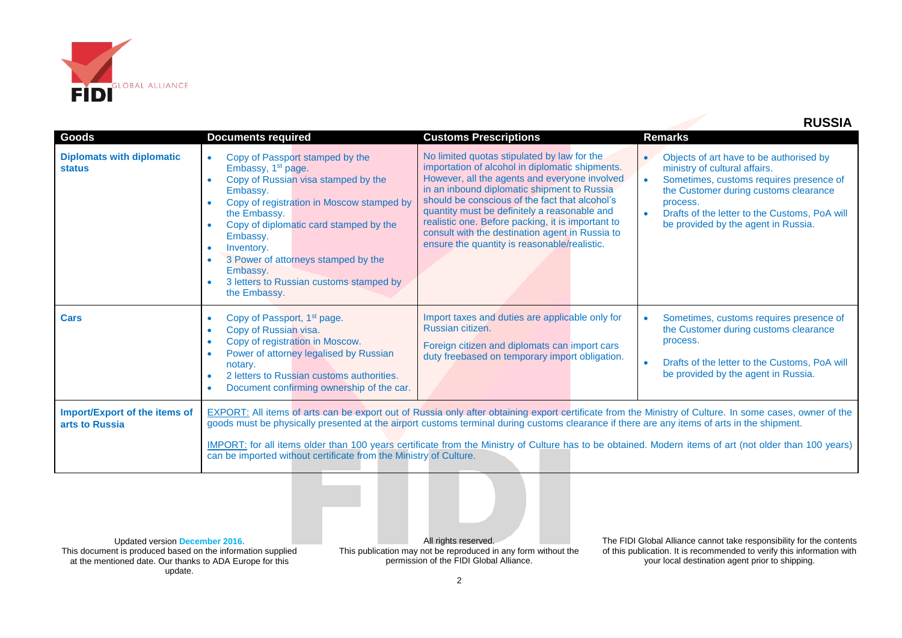## RUSSIA

| Goods | Documents required | Customs Prescriptions | Remarks |
|---|---|---|---|
| **Diplomats with diplomatic status** | • Copy of Passport stamped by the Embassy, 1st page.<br>• Copy of Russian visa stamped by the Embassy.<br>• Copy of registration in Moscow stamped by the Embassy.<br>• Copy of diplomatic card stamped by the Embassy.<br>• Inventory.<br>• 3 Power of attorneys stamped by the Embassy.<br>• 3 letters to Russian customs stamped by the Embassy. | No limited quotas stipulated by law for the importation of alcohol in diplomatic shipments. However, all the agents and everyone involved in an inbound diplomatic shipment to Russia should be conscious of the fact that alcohol's quantity must be definitely a reasonable and realistic one. Before packing, it is important to consult with the destination agent in Russia to ensure the quantity is reasonable/realistic. | • Objects of art have to be authorised by ministry of cultural affairs.<br>• Sometimes, customs requires presence of the Customer during customs clearance process.<br>• Drafts of the letter to the Customs, PoA will be provided by the agent in Russia. |
| **Cars** | • Copy of Passport, 1st page.<br>• Copy of Russian visa.<br>• Copy of registration in Moscow.<br>• Power of attorney legalised by Russian notary.<br>• 2 letters to Russian customs authorities.<br>• Document confirming ownership of the car. | Import taxes and duties are applicable only for Russian citizen.<br><br>Foreign citizen and diplomats can import cars duty freebased on temporary import obligation. | • Sometimes, customs requires presence of the Customer during customs clearance process.<br>• Drafts of the letter to the Customs, PoA will be provided by the agent in Russia. |
| **Import/Export of the items of arts to Russia** | EXPORT: All items of arts can be export out of Russia only after obtaining export certificate from the Ministry of Culture. In some cases, owner of the goods must be physically presented at the airport customs terminal during customs clearance if there are any items of arts in the shipment.<br><br>IMPORT: for all items older than 100 years certificate from the Ministry of Culture has to be obtained. Modern items of art (not older than 100 years) can be imported without certificate from the Ministry of Culture. | | |

Updated version **December 2016.**
This document is produced based on the information supplied at the mentioned date. Our thanks to ADA Europe for this update.

All rights reserved.
This publication may not be reproduced in any form without the permission of the FIDI Global Alliance.

The FIDI Global Alliance cannot take responsibility for the contents of this publication. It is recommended to verify this information with your local destination agent prior to shipping.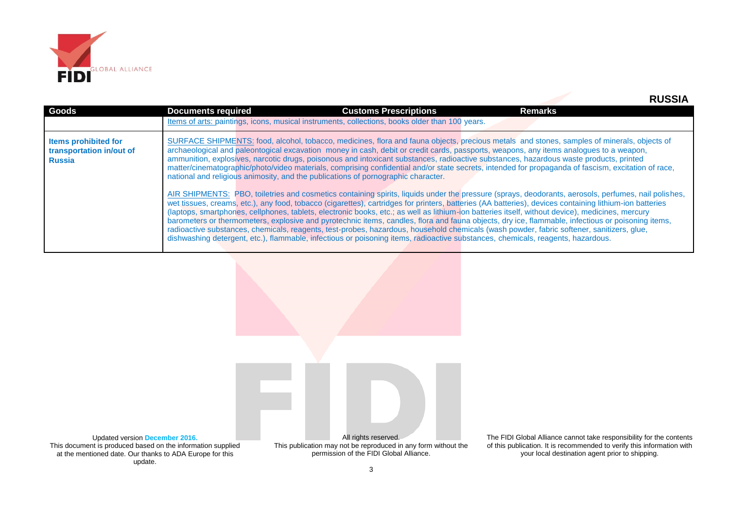## RUSSIA

| Goods | Documents required | Customs Prescriptions | Remarks |
|---|---|---|---|
| | Items of arts: paintings, icons, musical instruments, collections, books older than 100 years. | | |
| **Items prohibited for transportation in/out of Russia** | SURFACE SHIPMENTS: food, alcohol, tobacco, medicines, flora and fauna objects, precious metals and stones, samples of minerals, objects of archaeological and paleontogical excavation money in cash, debit or credit cards, passports, weapons, any items analogues to a weapon, ammunition, explosives, narcotic drugs, poisonous and intoxicant substances, radioactive substances, hazardous waste products, printed matter/cinematographic/photo/video materials, comprising confidential and/or state secrets, intended for propaganda of fascism, excitation of race, national and religious animosity, and the publications of pornographic character.<br><br>AIR SHIPMENTS: PBO, toiletries and cosmetics containing spirits, liquids under the pressure (sprays, deodorants, aerosols, perfumes, nail polishes, wet tissues, creams, etc.), any food, tobacco (cigarettes), cartridges for printers, batteries (AA batteries), devices containing lithium-ion batteries (laptops, smartphones, cellphones, tablets, electronic books, etc.; as well as lithium-ion batteries itself, without device), medicines, mercury barometers or thermometers, explosive and pyrotechnic items, candles, flora and fauna objects, dry ice, flammable, infectious or poisoning items, radioactive substances, chemicals, reagents, test-probes, hazardous, household chemicals (wash powder, fabric softener, sanitizers, glue, dishwashing detergent, etc.), flammable, infectious or poisoning items, radioactive substances, chemicals, reagents, hazardous. | | |

Updated version **December 2016.**
This document is produced based on the information supplied at the mentioned date. Our thanks to ADA Europe for this update.

All rights reserved.
This publication may not be reproduced in any form without the permission of the FIDI Global Alliance.

The FIDI Global Alliance cannot take responsibility for the contents of this publication. It is recommended to verify this information with your local destination agent prior to shipping.